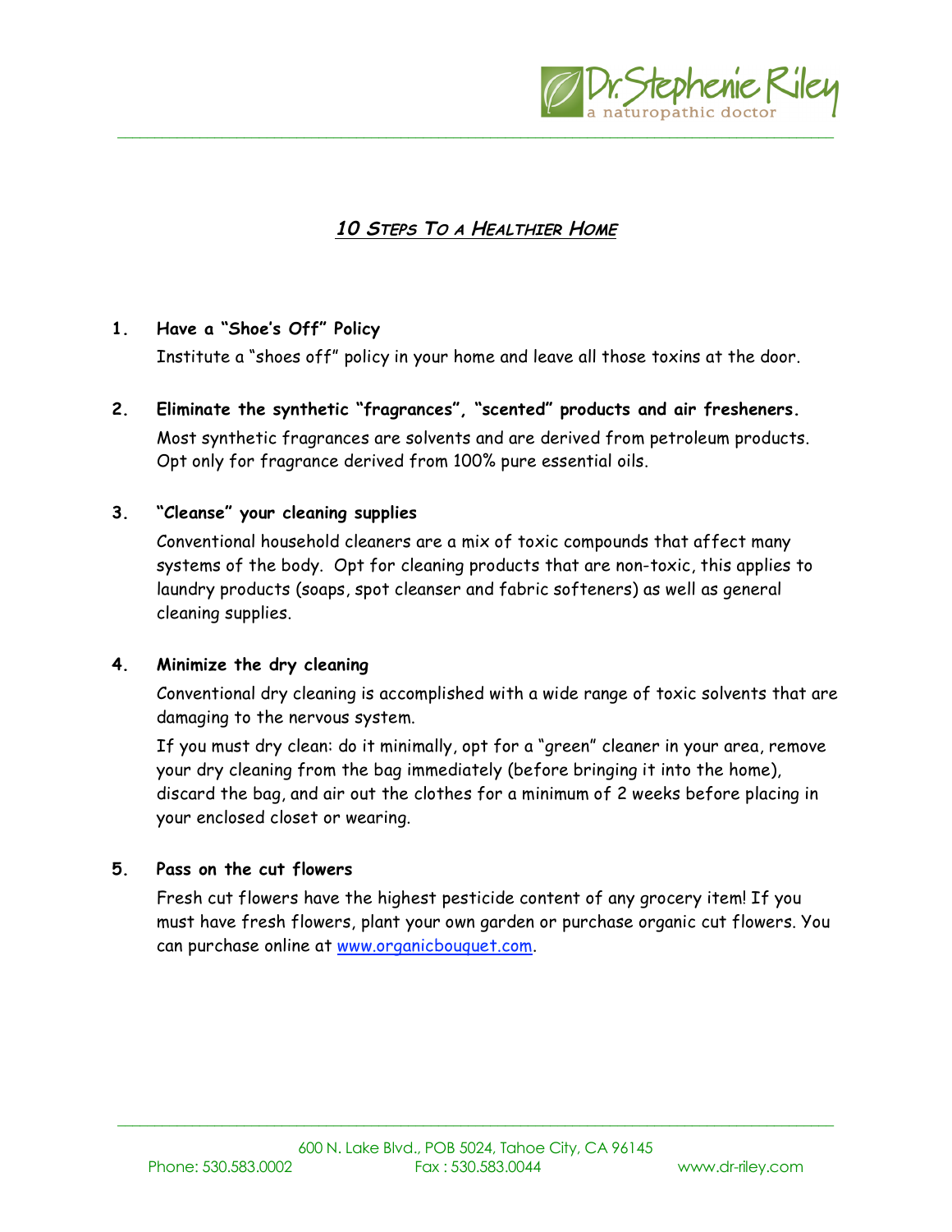# 10 Steps To a Healthier Home

1. **Have a "Shoe's Off" Policy**

   Institute a "shoes off" policy in your home and leave all those toxins at the door.

2. **Eliminate the synthetic "fragrances", "scented" products and air fresheners.**

   Most synthetic fragrances are solvents and are derived from petroleum products. Opt only for fragrance derived from 100% pure essential oils.

3. **"Cleanse" your cleaning supplies**

   Conventional household cleaners are a mix of toxic compounds that affect many systems of the body. Opt for cleaning products that are non-toxic, this applies to laundry products (soaps, spot cleanser and fabric softeners) as well as general cleaning supplies.

4. **Minimize the dry cleaning**

   Conventional dry cleaning is accomplished with a wide range of toxic solvents that are damaging to the nervous system.

   If you must dry clean: do it minimally, opt for a "green" cleaner in your area, remove your dry cleaning from the bag immediately (before bringing it into the home), discard the bag, and air out the clothes for a minimum of 2 weeks before placing in your enclosed closet or wearing.

5. **Pass on the cut flowers**

   Fresh cut flowers have the highest pesticide content of any grocery item! If you must have fresh flowers, plant your own garden or purchase organic cut flowers. You can purchase online at www.organicbouquet.com.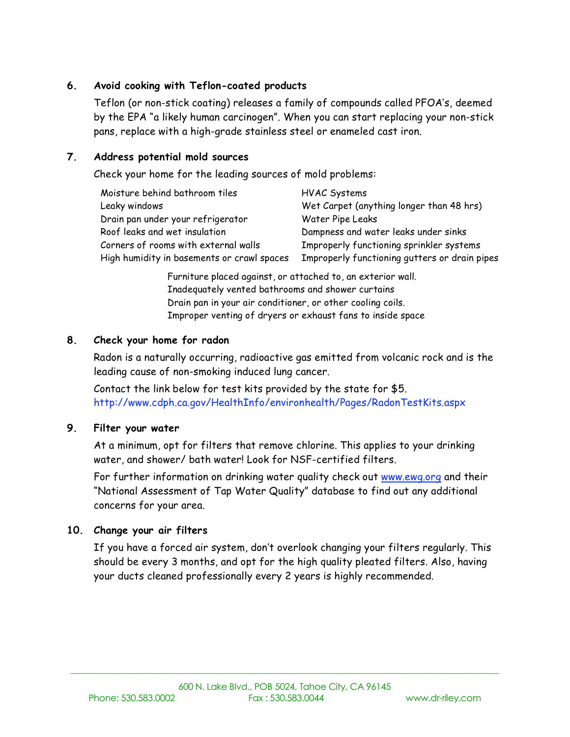6. **Avoid cooking with Teflon-coated products**

   Teflon (or non-stick coating) releases a family of compounds called PFOA's, deemed by the EPA "a likely human carcinogen". When you can start replacing your non-stick pans, replace with a high-grade stainless steel or enameled cast iron.

7. **Address potential mold sources**

   Check your home for the leading sources of mold problems:

   - Moisture behind bathroom tiles
   - Leaky windows
   - Drain pan under your refrigerator
   - Roof leaks and wet insulation
   - Corners of rooms with external walls
   - High humidity in basements or crawl spaces
   - HVAC Systems
   - Wet Carpet (anything longer than 48 hrs)
   - Water Pipe Leaks
   - Dampness and water leaks under sinks
   - Improperly functioning sprinkler systems
   - Improperly functioning gutters or drain pipes
   - Furniture placed against, or attached to, an exterior wall.
   - Inadequately vented bathrooms and shower curtains
   - Drain pan in your air conditioner, or other cooling coils.
   - Improper venting of dryers or exhaust fans to inside space

8. **Check your home for radon**

   Radon is a naturally occurring, radioactive gas emitted from volcanic rock and is the leading cause of non-smoking induced lung cancer.

   Contact the link below for test kits provided by the state for $5.
   http://www.cdph.ca.gov/HealthInfo/environhealth/Pages/RadonTestKits.aspx

9. **Filter your water**

   At a minimum, opt for filters that remove chlorine. This applies to your drinking water, and shower/ bath water! Look for NSF-certified filters.

   For further information on drinking water quality check out www.ewg.org and their "National Assessment of Tap Water Quality" database to find out any additional concerns for your area.

10. **Change your air filters**

    If you have a forced air system, don't overlook changing your filters regularly. This should be every 3 months, and opt for the high quality pleated filters. Also, having your ducts cleaned professionally every 2 years is highly recommended.

600 N. Lake Blvd., POB 5024, Tahoe City, CA 96145
Phone: 530.583.0002 Fax : 530.583.0044 www.dr-riley.com